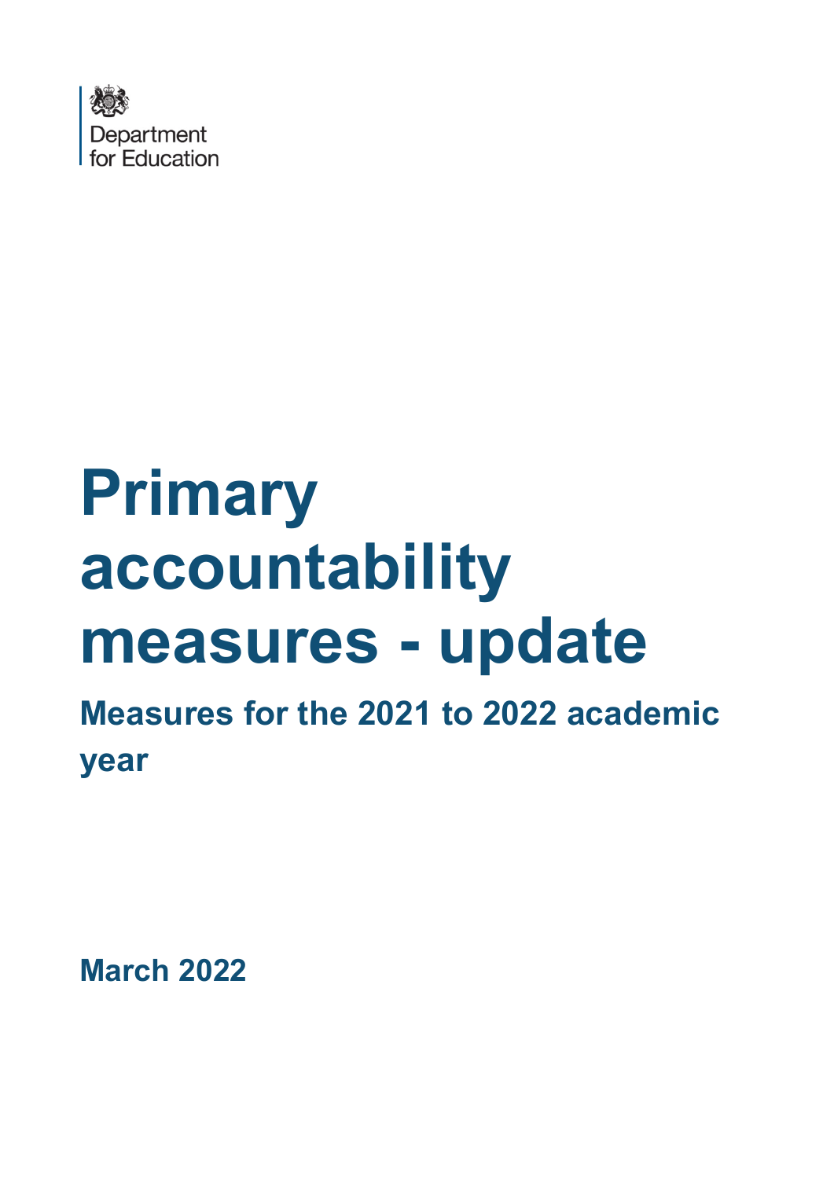Department for Education

# Primary accountability measures - update

## Measures for the 2021 to 2022 academic year

**March 2022**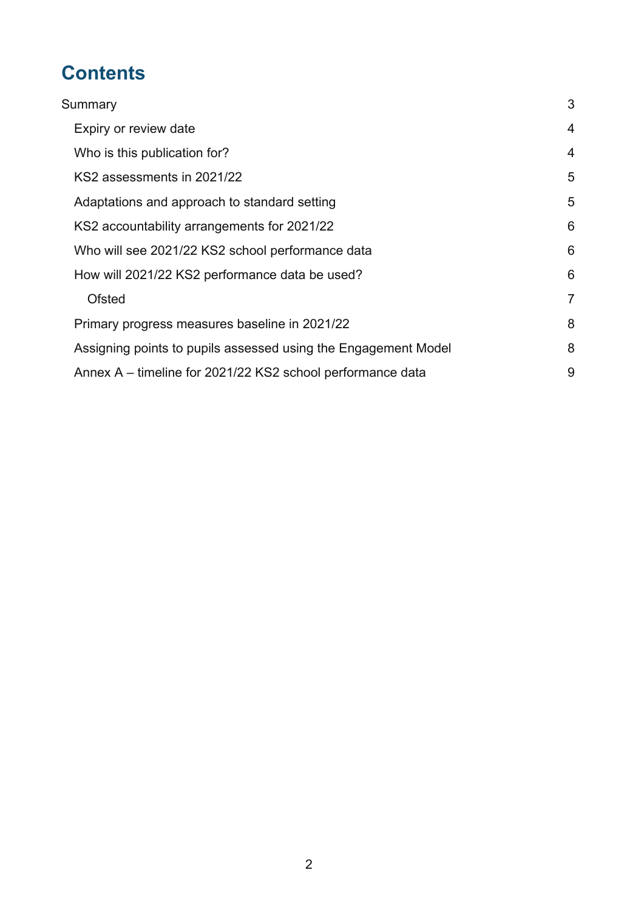# Contents

Summary 3

- Expiry or review date 4
- Who is this publication for? 4
- KS2 assessments in 2021/22 5
- Adaptations and approach to standard setting 5
- KS2 accountability arrangements for 2021/22 6
- Who will see 2021/22 KS2 school performance data 6
- How will 2021/22 KS2 performance data be used? 6
  - Ofsted 7
- Primary progress measures baseline in 2021/22 8
- Assigning points to pupils assessed using the Engagement Model 8
- Annex A – timeline for 2021/22 KS2 school performance data 9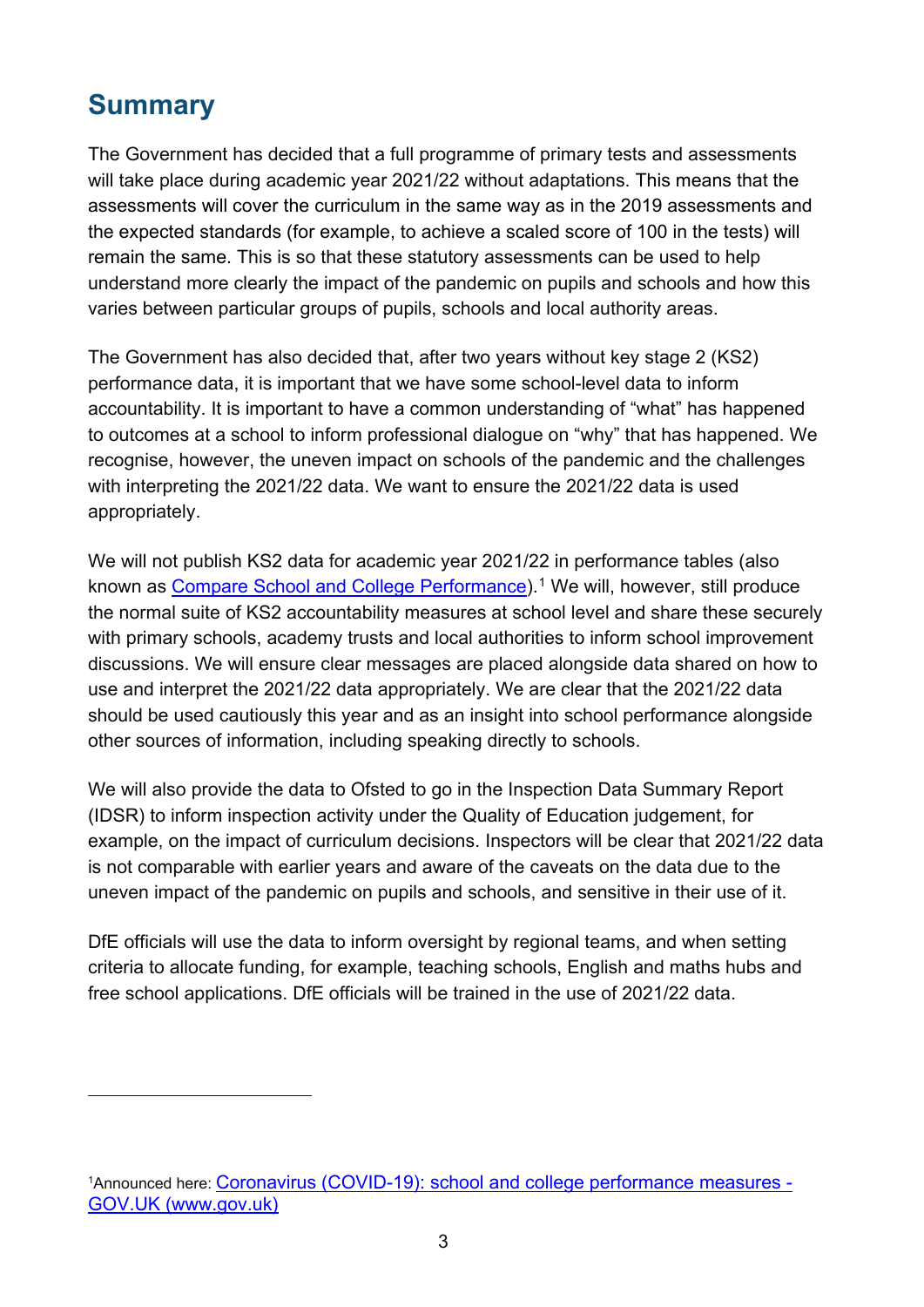## Summary

The Government has decided that a full programme of primary tests and assessments will take place during academic year 2021/22 without adaptations. This means that the assessments will cover the curriculum in the same way as in the 2019 assessments and the expected standards (for example, to achieve a scaled score of 100 in the tests) will remain the same. This is so that these statutory assessments can be used to help understand more clearly the impact of the pandemic on pupils and schools and how this varies between particular groups of pupils, schools and local authority areas.

The Government has also decided that, after two years without key stage 2 (KS2) performance data, it is important that we have some school-level data to inform accountability. It is important to have a common understanding of "what" has happened to outcomes at a school to inform professional dialogue on "why" that has happened. We recognise, however, the uneven impact on schools of the pandemic and the challenges with interpreting the 2021/22 data. We want to ensure the 2021/22 data is used appropriately.

We will not publish KS2 data for academic year 2021/22 in performance tables (also known as Compare School and College Performance).[1] We will, however, still produce the normal suite of KS2 accountability measures at school level and share these securely with primary schools, academy trusts and local authorities to inform school improvement discussions. We will ensure clear messages are placed alongside data shared on how to use and interpret the 2021/22 data appropriately. We are clear that the 2021/22 data should be used cautiously this year and as an insight into school performance alongside other sources of information, including speaking directly to schools.

We will also provide the data to Ofsted to go in the Inspection Data Summary Report (IDSR) to inform inspection activity under the Quality of Education judgement, for example, on the impact of curriculum decisions. Inspectors will be clear that 2021/22 data is not comparable with earlier years and aware of the caveats on the data due to the uneven impact of the pandemic on pupils and schools, and sensitive in their use of it.

DfE officials will use the data to inform oversight by regional teams, and when setting criteria to allocate funding, for example, teaching schools, English and maths hubs and free school applications. DfE officials will be trained in the use of 2021/22 data.

---

[1] Announced here: Coronavirus (COVID-19): school and college performance measures - GOV.UK (www.gov.uk)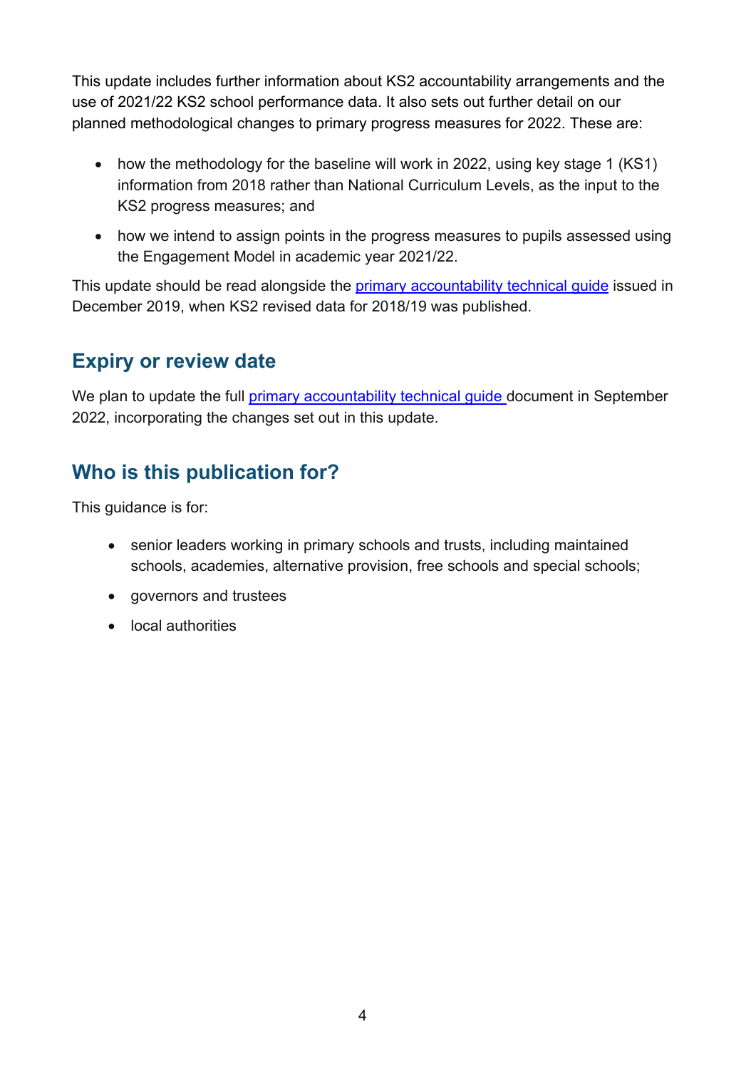This update includes further information about KS2 accountability arrangements and the use of 2021/22 KS2 school performance data. It also sets out further detail on our planned methodological changes to primary progress measures for 2022. These are:

- how the methodology for the baseline will work in 2022, using key stage 1 (KS1) information from 2018 rather than National Curriculum Levels, as the input to the KS2 progress measures; and
- how we intend to assign points in the progress measures to pupils assessed using the Engagement Model in academic year 2021/22.

This update should be read alongside the primary accountability technical guide issued in December 2019, when KS2 revised data for 2018/19 was published.

## Expiry or review date

We plan to update the full primary accountability technical guide document in September 2022, incorporating the changes set out in this update.

## Who is this publication for?

This guidance is for:

- senior leaders working in primary schools and trusts, including maintained schools, academies, alternative provision, free schools and special schools;
- governors and trustees
- local authorities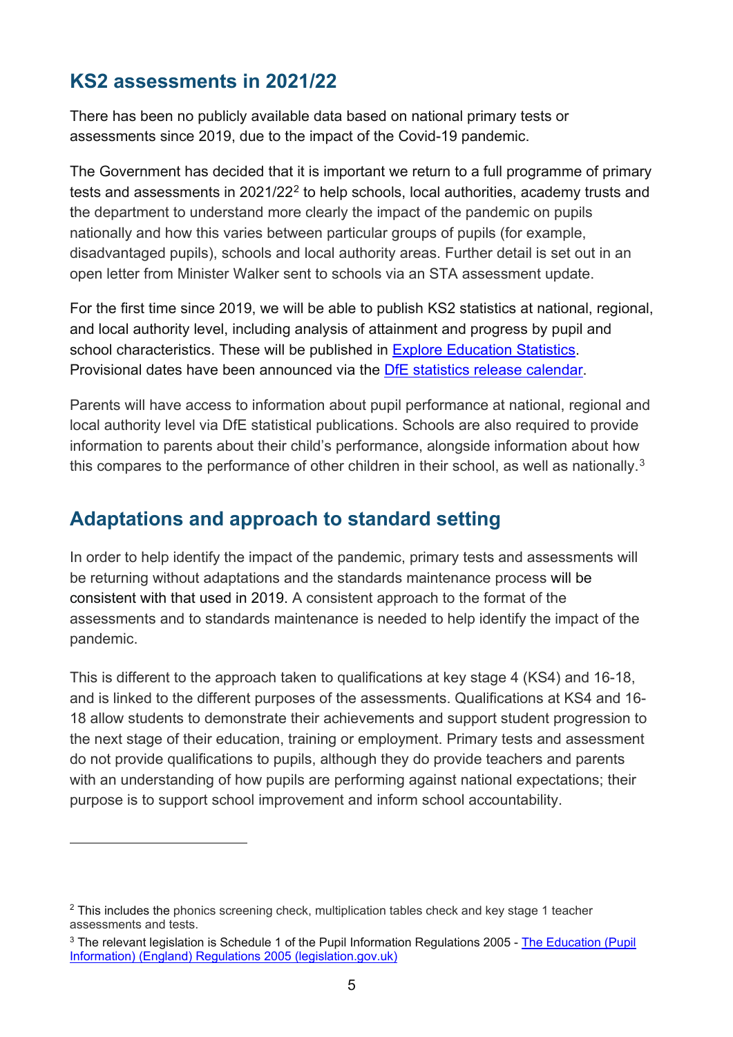## KS2 assessments in 2021/22

There has been no publicly available data based on national primary tests or assessments since 2019, due to the impact of the Covid-19 pandemic.

The Government has decided that it is important we return to a full programme of primary tests and assessments in 2021/22[2] to help schools, local authorities, academy trusts and the department to understand more clearly the impact of the pandemic on pupils nationally and how this varies between particular groups of pupils (for example, disadvantaged pupils), schools and local authority areas. Further detail is set out in an open letter from Minister Walker sent to schools via an STA assessment update.

For the first time since 2019, we will be able to publish KS2 statistics at national, regional, and local authority level, including analysis of attainment and progress by pupil and school characteristics. These will be published in [Explore Education Statistics](). Provisional dates have been announced via the [DfE statistics release calendar]().

Parents will have access to information about pupil performance at national, regional and local authority level via DfE statistical publications. Schools are also required to provide information to parents about their child's performance, alongside information about how this compares to the performance of other children in their school, as well as nationally.[3]

## Adaptations and approach to standard setting

In order to help identify the impact of the pandemic, primary tests and assessments will be returning without adaptations and the standards maintenance process will be consistent with that used in 2019. A consistent approach to the format of the assessments and to standards maintenance is needed to help identify the impact of the pandemic.

This is different to the approach taken to qualifications at key stage 4 (KS4) and 16-18, and is linked to the different purposes of the assessments. Qualifications at KS4 and 16-18 allow students to demonstrate their achievements and support student progression to the next stage of their education, training or employment. Primary tests and assessment do not provide qualifications to pupils, although they do provide teachers and parents with an understanding of how pupils are performing against national expectations; their purpose is to support school improvement and inform school accountability.

---

[2] This includes the phonics screening check, multiplication tables check and key stage 1 teacher assessments and tests.

[3] The relevant legislation is Schedule 1 of the Pupil Information Regulations 2005 - [The Education (Pupil Information) (England) Regulations 2005 (legislation.gov.uk)]()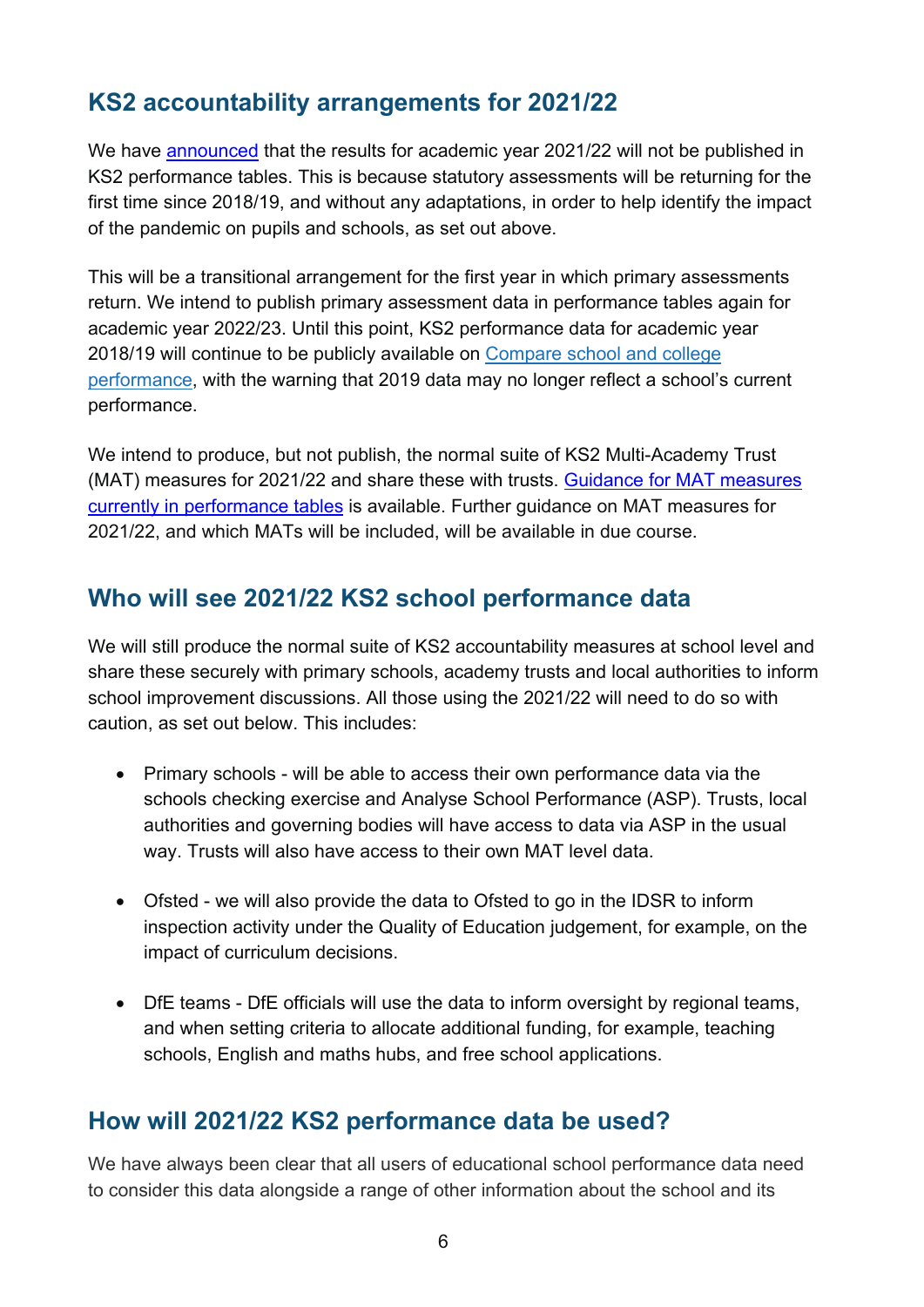## KS2 accountability arrangements for 2021/22

We have announced that the results for academic year 2021/22 will not be published in KS2 performance tables. This is because statutory assessments will be returning for the first time since 2018/19, and without any adaptations, in order to help identify the impact of the pandemic on pupils and schools, as set out above.

This will be a transitional arrangement for the first year in which primary assessments return. We intend to publish primary assessment data in performance tables again for academic year 2022/23. Until this point, KS2 performance data for academic year 2018/19 will continue to be publicly available on Compare school and college performance, with the warning that 2019 data may no longer reflect a school's current performance.

We intend to produce, but not publish, the normal suite of KS2 Multi-Academy Trust (MAT) measures for 2021/22 and share these with trusts. Guidance for MAT measures currently in performance tables is available. Further guidance on MAT measures for 2021/22, and which MATs will be included, will be available in due course.

## Who will see 2021/22 KS2 school performance data

We will still produce the normal suite of KS2 accountability measures at school level and share these securely with primary schools, academy trusts and local authorities to inform school improvement discussions. All those using the 2021/22 will need to do so with caution, as set out below. This includes:

- Primary schools - will be able to access their own performance data via the schools checking exercise and Analyse School Performance (ASP). Trusts, local authorities and governing bodies will have access to data via ASP in the usual way. Trusts will also have access to their own MAT level data.
- Ofsted - we will also provide the data to Ofsted to go in the IDSR to inform inspection activity under the Quality of Education judgement, for example, on the impact of curriculum decisions.
- DfE teams - DfE officials will use the data to inform oversight by regional teams, and when setting criteria to allocate additional funding, for example, teaching schools, English and maths hubs, and free school applications.

## How will 2021/22 KS2 performance data be used?

We have always been clear that all users of educational school performance data need to consider this data alongside a range of other information about the school and its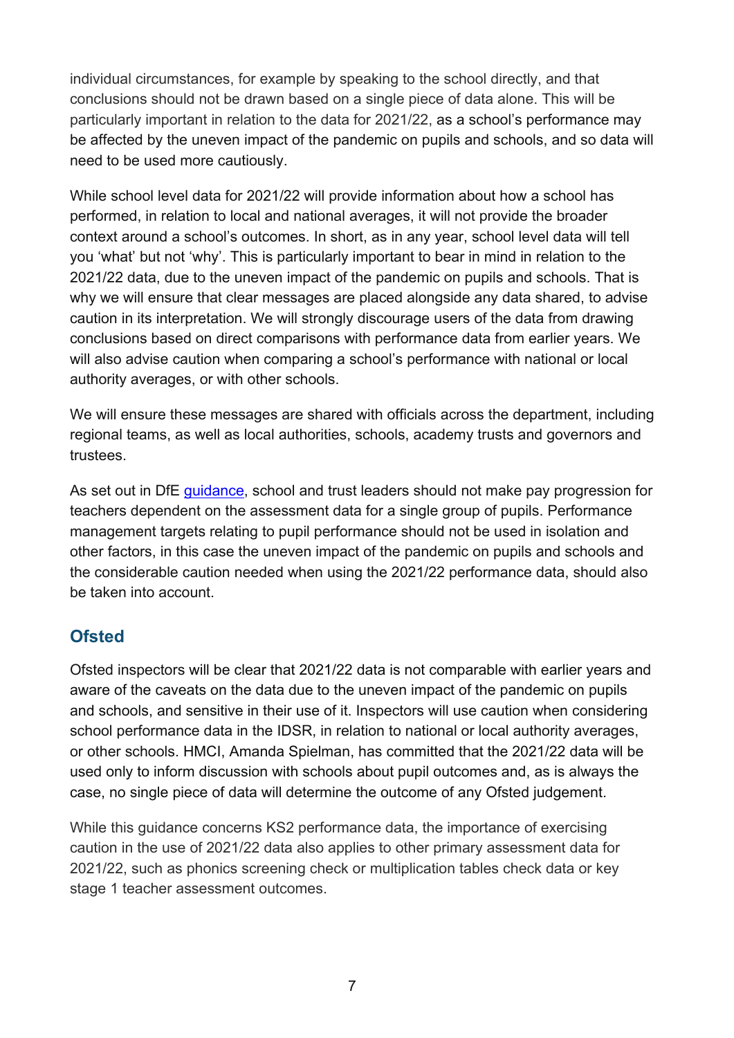individual circumstances, for example by speaking to the school directly, and that conclusions should not be drawn based on a single piece of data alone. This will be particularly important in relation to the data for 2021/22, as a school's performance may be affected by the uneven impact of the pandemic on pupils and schools, and so data will need to be used more cautiously.

While school level data for 2021/22 will provide information about how a school has performed, in relation to local and national averages, it will not provide the broader context around a school's outcomes. In short, as in any year, school level data will tell you 'what' but not 'why'. This is particularly important to bear in mind in relation to the 2021/22 data, due to the uneven impact of the pandemic on pupils and schools. That is why we will ensure that clear messages are placed alongside any data shared, to advise caution in its interpretation. We will strongly discourage users of the data from drawing conclusions based on direct comparisons with performance data from earlier years. We will also advise caution when comparing a school's performance with national or local authority averages, or with other schools.

We will ensure these messages are shared with officials across the department, including regional teams, as well as local authorities, schools, academy trusts and governors and trustees.

As set out in DfE guidance, school and trust leaders should not make pay progression for teachers dependent on the assessment data for a single group of pupils. Performance management targets relating to pupil performance should not be used in isolation and other factors, in this case the uneven impact of the pandemic on pupils and schools and the considerable caution needed when using the 2021/22 performance data, should also be taken into account.

## Ofsted

Ofsted inspectors will be clear that 2021/22 data is not comparable with earlier years and aware of the caveats on the data due to the uneven impact of the pandemic on pupils and schools, and sensitive in their use of it. Inspectors will use caution when considering school performance data in the IDSR, in relation to national or local authority averages, or other schools. HMCI, Amanda Spielman, has committed that the 2021/22 data will be used only to inform discussion with schools about pupil outcomes and, as is always the case, no single piece of data will determine the outcome of any Ofsted judgement.

While this guidance concerns KS2 performance data, the importance of exercising caution in the use of 2021/22 data also applies to other primary assessment data for 2021/22, such as phonics screening check or multiplication tables check data or key stage 1 teacher assessment outcomes.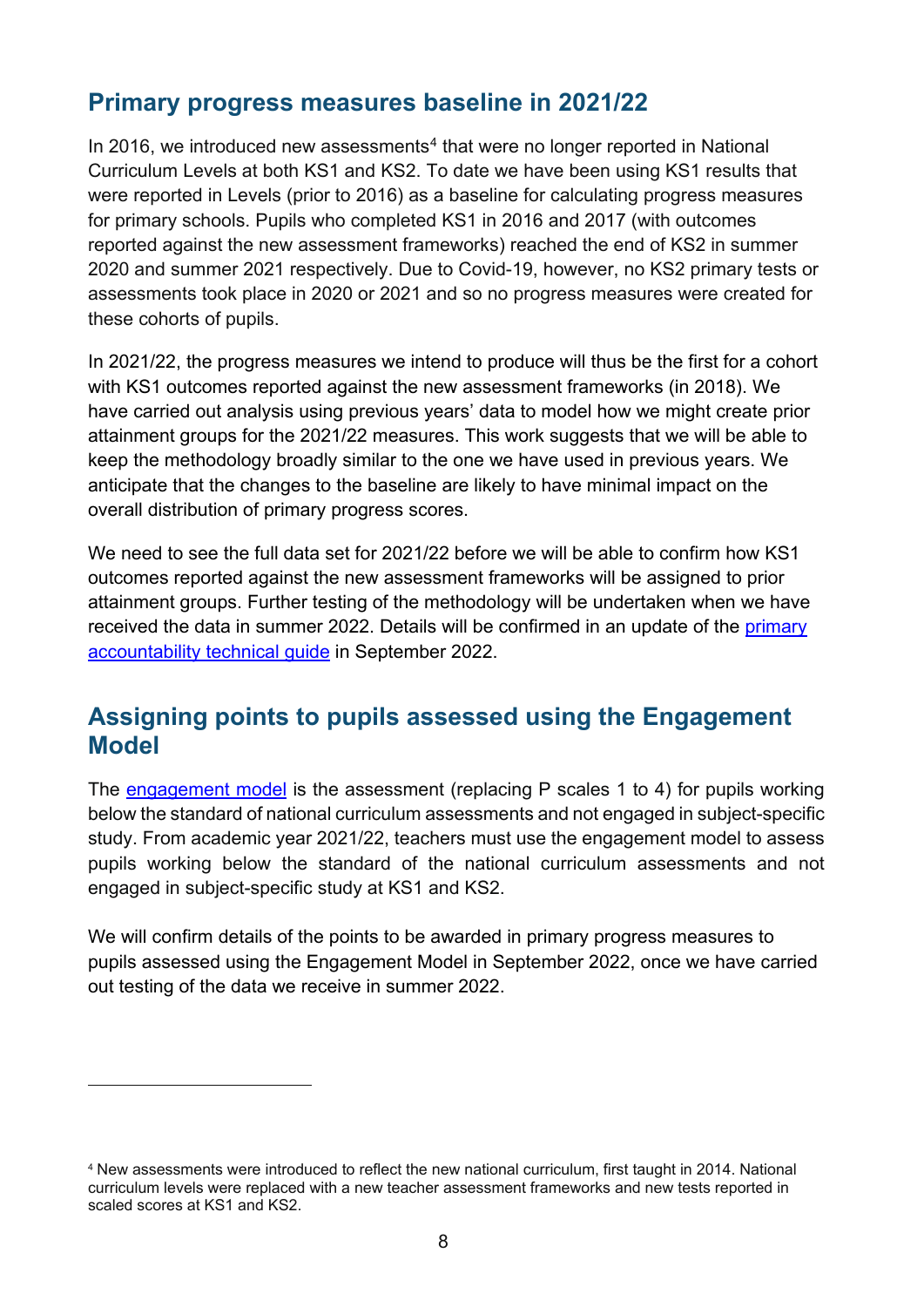## Primary progress measures baseline in 2021/22

In 2016, we introduced new assessments[4] that were no longer reported in National Curriculum Levels at both KS1 and KS2. To date we have been using KS1 results that were reported in Levels (prior to 2016) as a baseline for calculating progress measures for primary schools. Pupils who completed KS1 in 2016 and 2017 (with outcomes reported against the new assessment frameworks) reached the end of KS2 in summer 2020 and summer 2021 respectively. Due to Covid-19, however, no KS2 primary tests or assessments took place in 2020 or 2021 and so no progress measures were created for these cohorts of pupils.

In 2021/22, the progress measures we intend to produce will thus be the first for a cohort with KS1 outcomes reported against the new assessment frameworks (in 2018). We have carried out analysis using previous years' data to model how we might create prior attainment groups for the 2021/22 measures. This work suggests that we will be able to keep the methodology broadly similar to the one we have used in previous years. We anticipate that the changes to the baseline are likely to have minimal impact on the overall distribution of primary progress scores.

We need to see the full data set for 2021/22 before we will be able to confirm how KS1 outcomes reported against the new assessment frameworks will be assigned to prior attainment groups. Further testing of the methodology will be undertaken when we have received the data in summer 2022. Details will be confirmed in an update of the primary accountability technical guide in September 2022.

## Assigning points to pupils assessed using the Engagement Model

The engagement model is the assessment (replacing P scales 1 to 4) for pupils working below the standard of national curriculum assessments and not engaged in subject-specific study. From academic year 2021/22, teachers must use the engagement model to assess pupils working below the standard of the national curriculum assessments and not engaged in subject-specific study at KS1 and KS2.

We will confirm details of the points to be awarded in primary progress measures to pupils assessed using the Engagement Model in September 2022, once we have carried out testing of the data we receive in summer 2022.

---

[4] New assessments were introduced to reflect the new national curriculum, first taught in 2014. National curriculum levels were replaced with a new teacher assessment frameworks and new tests reported in scaled scores at KS1 and KS2.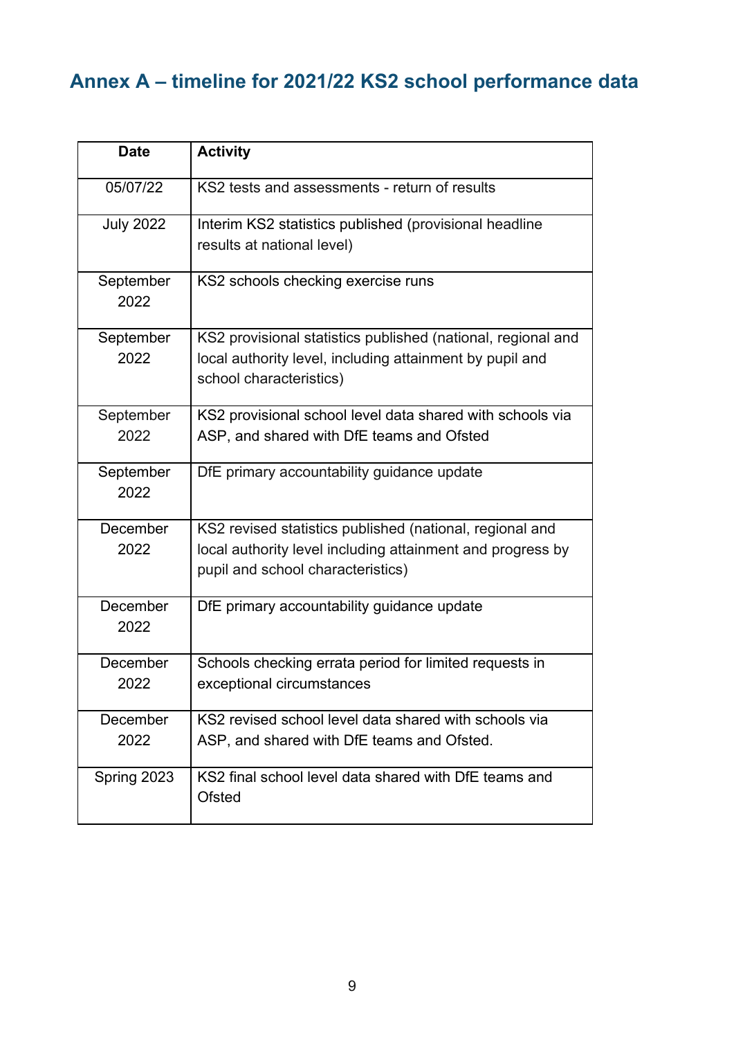## Annex A – timeline for 2021/22 KS2 school performance data

| Date | Activity |
|---|---|
| 05/07/22 | KS2 tests and assessments - return of results |
| July 2022 | Interim KS2 statistics published (provisional headline results at national level) |
| September 2022 | KS2 schools checking exercise runs |
| September 2022 | KS2 provisional statistics published (national, regional and local authority level, including attainment by pupil and school characteristics) |
| September 2022 | KS2 provisional school level data shared with schools via ASP, and shared with DfE teams and Ofsted |
| September 2022 | DfE primary accountability guidance update |
| December 2022 | KS2 revised statistics published (national, regional and local authority level including attainment and progress by pupil and school characteristics) |
| December 2022 | DfE primary accountability guidance update |
| December 2022 | Schools checking errata period for limited requests in exceptional circumstances |
| December 2022 | KS2 revised school level data shared with schools via ASP, and shared with DfE teams and Ofsted. |
| Spring 2023 | KS2 final school level data shared with DfE teams and Ofsted |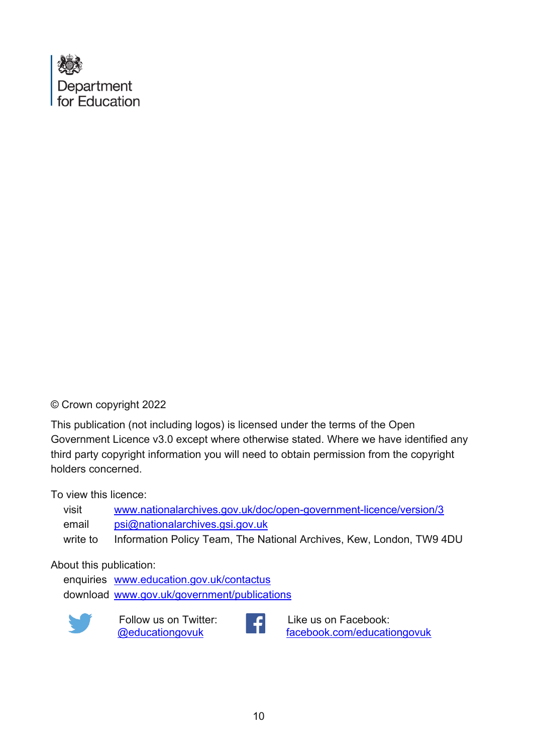Department for Education

© Crown copyright 2022

This publication (not including logos) is licensed under the terms of the Open Government Licence v3.0 except where otherwise stated. Where we have identified any third party copyright information you will need to obtain permission from the copyright holders concerned.

To view this licence:

visit [www.nationalarchives.gov.uk/doc/open-government-licence/version/3](http://www.nationalarchives.gov.uk/doc/open-government-licence/version/3)
email [psi@nationalarchives.gsi.gov.uk](mailto:psi@nationalarchives.gsi.gov.uk)
write to Information Policy Team, The National Archives, Kew, London, TW9 4DU

About this publication:

enquiries [www.education.gov.uk/contactus](http://www.education.gov.uk/contactus)
download [www.gov.uk/government/publications](http://www.gov.uk/government/publications)

Follow us on Twitter: [@educationgovuk](http://twitter.com/educationgovuk)

Like us on Facebook: [facebook.com/educationgovuk](http://www.facebook.com/educationgovuk)